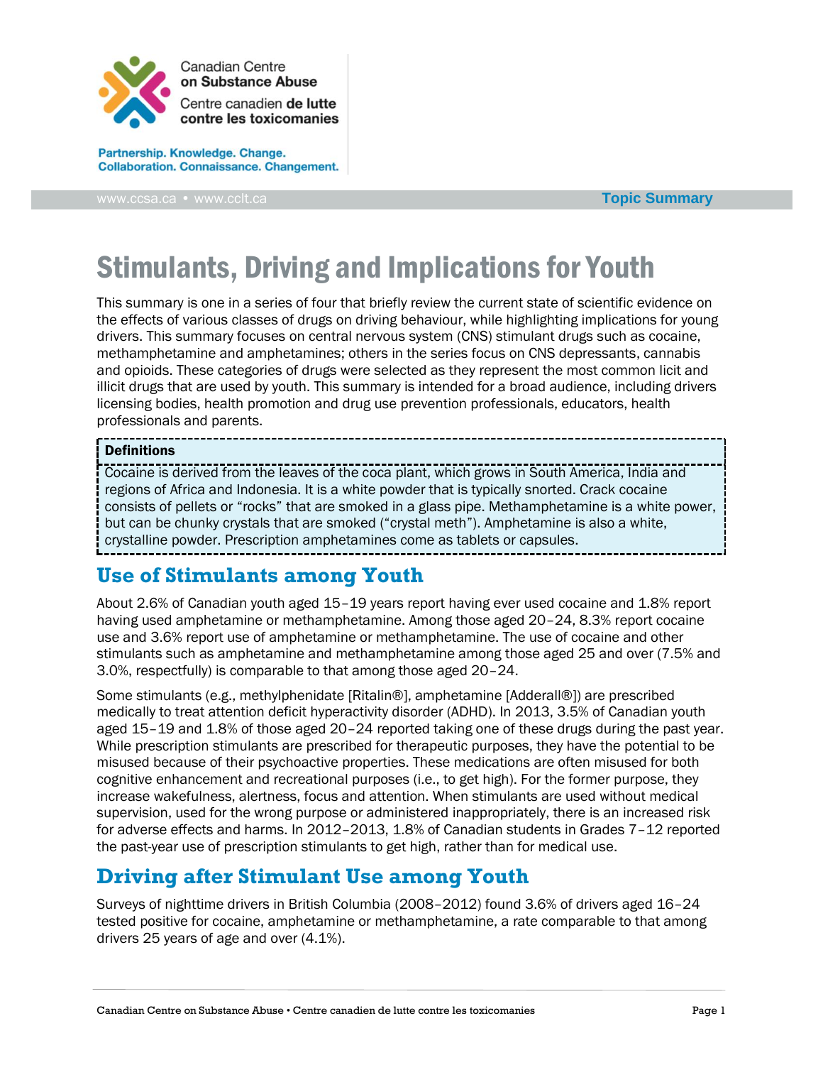Canadian Centre on Substance Abuse
Centre canadien de lutte contre les toxicomanies

Partnership. Knowledge. Change.
Collaboration. Connaissance. Changement.

www.ccsa.ca • www.cclt.ca

**Topic Summary**

# Stimulants, Driving and Implications for Youth

This summary is one in a series of four that briefly review the current state of scientific evidence on the effects of various classes of drugs on driving behaviour, while highlighting implications for young drivers. This summary focuses on central nervous system (CNS) stimulant drugs such as cocaine, methamphetamine and amphetamines; others in the series focus on CNS depressants, cannabis and opioids. These categories of drugs were selected as they represent the most common licit and illicit drugs that are used by youth. This summary is intended for a broad audience, including drivers licensing bodies, health promotion and drug use prevention professionals, educators, health professionals and parents.

**Definitions**

Cocaine is derived from the leaves of the coca plant, which grows in South America, India and regions of Africa and Indonesia. It is a white powder that is typically snorted. Crack cocaine consists of pellets or "rocks" that are smoked in a glass pipe. Methamphetamine is a white power, but can be chunky crystals that are smoked ("crystal meth"). Amphetamine is also a white, crystalline powder. Prescription amphetamines come as tablets or capsules.

## Use of Stimulants among Youth

About 2.6% of Canadian youth aged 15–19 years report having ever used cocaine and 1.8% report having used amphetamine or methamphetamine. Among those aged 20–24, 8.3% report cocaine use and 3.6% report use of amphetamine or methamphetamine. The use of cocaine and other stimulants such as amphetamine and methamphetamine among those aged 25 and over (7.5% and 3.0%, respectfully) is comparable to that among those aged 20–24.

Some stimulants (e.g., methylphenidate [Ritalin®], amphetamine [Adderall®]) are prescribed medically to treat attention deficit hyperactivity disorder (ADHD). In 2013, 3.5% of Canadian youth aged 15–19 and 1.8% of those aged 20–24 reported taking one of these drugs during the past year. While prescription stimulants are prescribed for therapeutic purposes, they have the potential to be misused because of their psychoactive properties. These medications are often misused for both cognitive enhancement and recreational purposes (i.e., to get high). For the former purpose, they increase wakefulness, alertness, focus and attention. When stimulants are used without medical supervision, used for the wrong purpose or administered inappropriately, there is an increased risk for adverse effects and harms. In 2012–2013, 1.8% of Canadian students in Grades 7–12 reported the past-year use of prescription stimulants to get high, rather than for medical use.

## Driving after Stimulant Use among Youth

Surveys of nighttime drivers in British Columbia (2008–2012) found 3.6% of drivers aged 16–24 tested positive for cocaine, amphetamine or methamphetamine, a rate comparable to that among drivers 25 years of age and over (4.1%).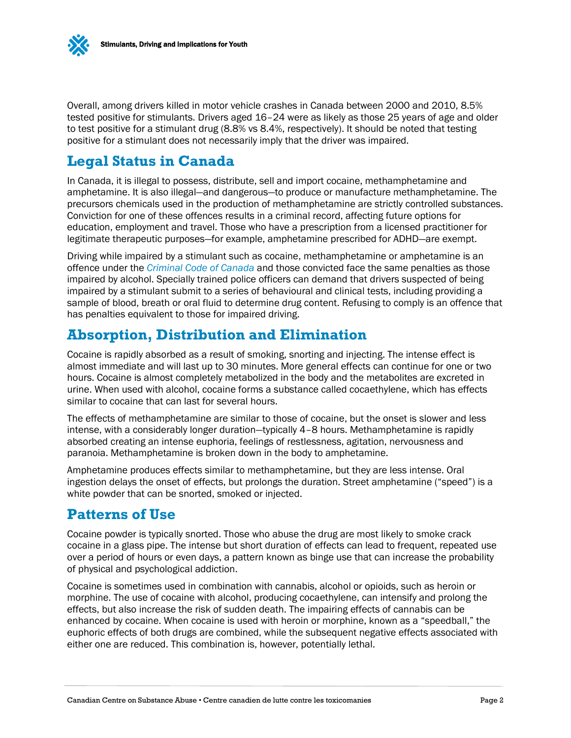Overall, among drivers killed in motor vehicle crashes in Canada between 2000 and 2010, 8.5% tested positive for stimulants. Drivers aged 16–24 were as likely as those 25 years of age and older to test positive for a stimulant drug (8.8% vs 8.4%, respectively). It should be noted that testing positive for a stimulant does not necessarily imply that the driver was impaired.

## Legal Status in Canada

In Canada, it is illegal to possess, distribute, sell and import cocaine, methamphetamine and amphetamine. It is also illegal—and dangerous—to produce or manufacture methamphetamine. The precursors chemicals used in the production of methamphetamine are strictly controlled substances. Conviction for one of these offences results in a criminal record, affecting future options for education, employment and travel. Those who have a prescription from a licensed practitioner for legitimate therapeutic purposes—for example, amphetamine prescribed for ADHD—are exempt.

Driving while impaired by a stimulant such as cocaine, methamphetamine or amphetamine is an offence under the *Criminal Code of Canada* and those convicted face the same penalties as those impaired by alcohol. Specially trained police officers can demand that drivers suspected of being impaired by a stimulant submit to a series of behavioural and clinical tests, including providing a sample of blood, breath or oral fluid to determine drug content. Refusing to comply is an offence that has penalties equivalent to those for impaired driving.

## Absorption, Distribution and Elimination

Cocaine is rapidly absorbed as a result of smoking, snorting and injecting. The intense effect is almost immediate and will last up to 30 minutes. More general effects can continue for one or two hours. Cocaine is almost completely metabolized in the body and the metabolites are excreted in urine. When used with alcohol, cocaine forms a substance called cocaethylene, which has effects similar to cocaine that can last for several hours.

The effects of methamphetamine are similar to those of cocaine, but the onset is slower and less intense, with a considerably longer duration—typically 4–8 hours. Methamphetamine is rapidly absorbed creating an intense euphoria, feelings of restlessness, agitation, nervousness and paranoia. Methamphetamine is broken down in the body to amphetamine.

Amphetamine produces effects similar to methamphetamine, but they are less intense. Oral ingestion delays the onset of effects, but prolongs the duration. Street amphetamine ("speed") is a white powder that can be snorted, smoked or injected.

## Patterns of Use

Cocaine powder is typically snorted. Those who abuse the drug are most likely to smoke crack cocaine in a glass pipe. The intense but short duration of effects can lead to frequent, repeated use over a period of hours or even days, a pattern known as binge use that can increase the probability of physical and psychological addiction.

Cocaine is sometimes used in combination with cannabis, alcohol or opioids, such as heroin or morphine. The use of cocaine with alcohol, producing cocaethylene, can intensify and prolong the effects, but also increase the risk of sudden death. The impairing effects of cannabis can be enhanced by cocaine. When cocaine is used with heroin or morphine, known as a "speedball," the euphoric effects of both drugs are combined, while the subsequent negative effects associated with either one are reduced. This combination is, however, potentially lethal.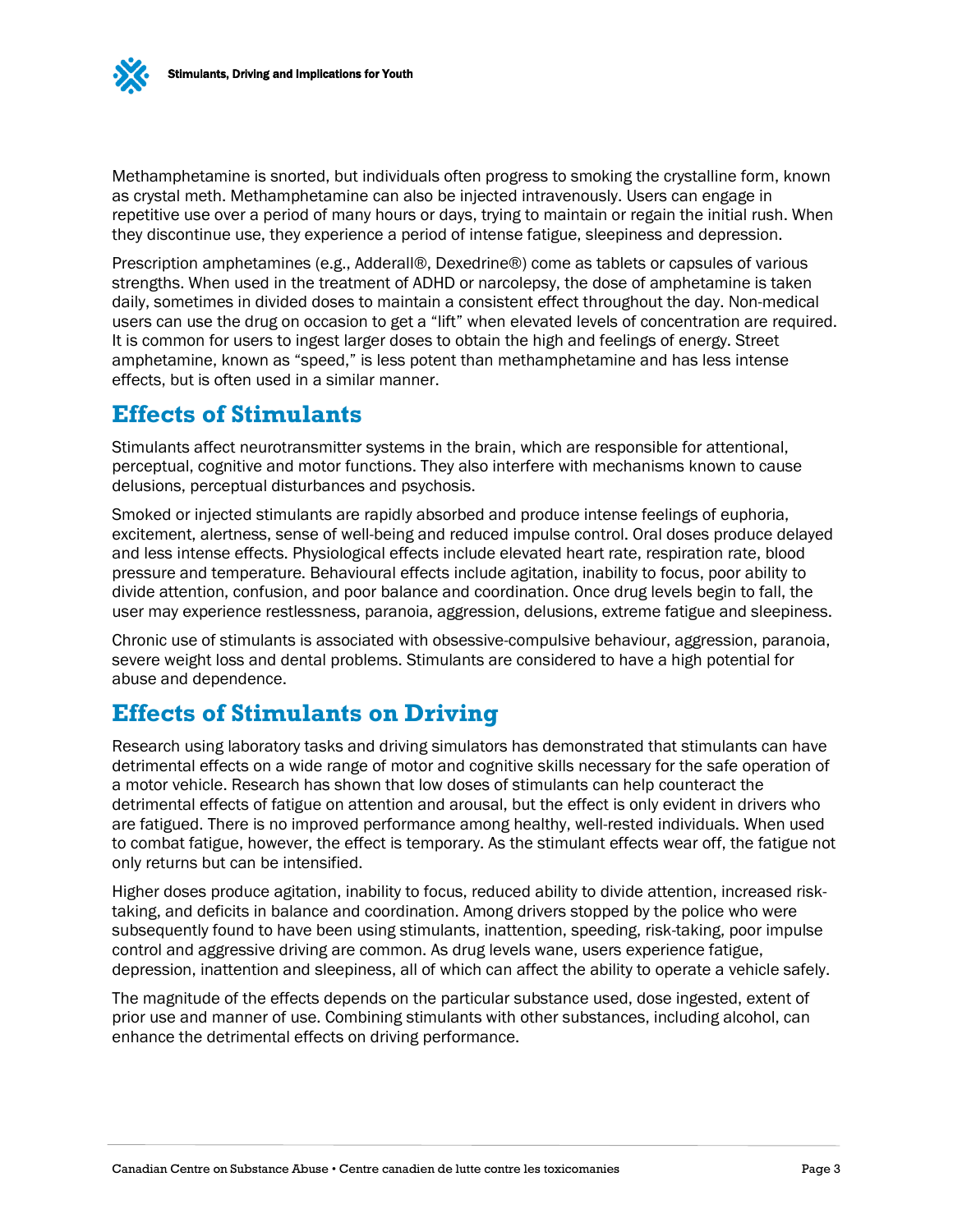Methamphetamine is snorted, but individuals often progress to smoking the crystalline form, known as crystal meth. Methamphetamine can also be injected intravenously. Users can engage in repetitive use over a period of many hours or days, trying to maintain or regain the initial rush. When they discontinue use, they experience a period of intense fatigue, sleepiness and depression.

Prescription amphetamines (e.g., Adderall®, Dexedrine®) come as tablets or capsules of various strengths. When used in the treatment of ADHD or narcolepsy, the dose of amphetamine is taken daily, sometimes in divided doses to maintain a consistent effect throughout the day. Non-medical users can use the drug on occasion to get a "lift" when elevated levels of concentration are required. It is common for users to ingest larger doses to obtain the high and feelings of energy. Street amphetamine, known as "speed," is less potent than methamphetamine and has less intense effects, but is often used in a similar manner.

## Effects of Stimulants

Stimulants affect neurotransmitter systems in the brain, which are responsible for attentional, perceptual, cognitive and motor functions. They also interfere with mechanisms known to cause delusions, perceptual disturbances and psychosis.

Smoked or injected stimulants are rapidly absorbed and produce intense feelings of euphoria, excitement, alertness, sense of well-being and reduced impulse control. Oral doses produce delayed and less intense effects. Physiological effects include elevated heart rate, respiration rate, blood pressure and temperature. Behavioural effects include agitation, inability to focus, poor ability to divide attention, confusion, and poor balance and coordination. Once drug levels begin to fall, the user may experience restlessness, paranoia, aggression, delusions, extreme fatigue and sleepiness.

Chronic use of stimulants is associated with obsessive-compulsive behaviour, aggression, paranoia, severe weight loss and dental problems. Stimulants are considered to have a high potential for abuse and dependence.

## Effects of Stimulants on Driving

Research using laboratory tasks and driving simulators has demonstrated that stimulants can have detrimental effects on a wide range of motor and cognitive skills necessary for the safe operation of a motor vehicle. Research has shown that low doses of stimulants can help counteract the detrimental effects of fatigue on attention and arousal, but the effect is only evident in drivers who are fatigued. There is no improved performance among healthy, well-rested individuals. When used to combat fatigue, however, the effect is temporary. As the stimulant effects wear off, the fatigue not only returns but can be intensified.

Higher doses produce agitation, inability to focus, reduced ability to divide attention, increased risk-taking, and deficits in balance and coordination. Among drivers stopped by the police who were subsequently found to have been using stimulants, inattention, speeding, risk-taking, poor impulse control and aggressive driving are common. As drug levels wane, users experience fatigue, depression, inattention and sleepiness, all of which can affect the ability to operate a vehicle safely.

The magnitude of the effects depends on the particular substance used, dose ingested, extent of prior use and manner of use. Combining stimulants with other substances, including alcohol, can enhance the detrimental effects on driving performance.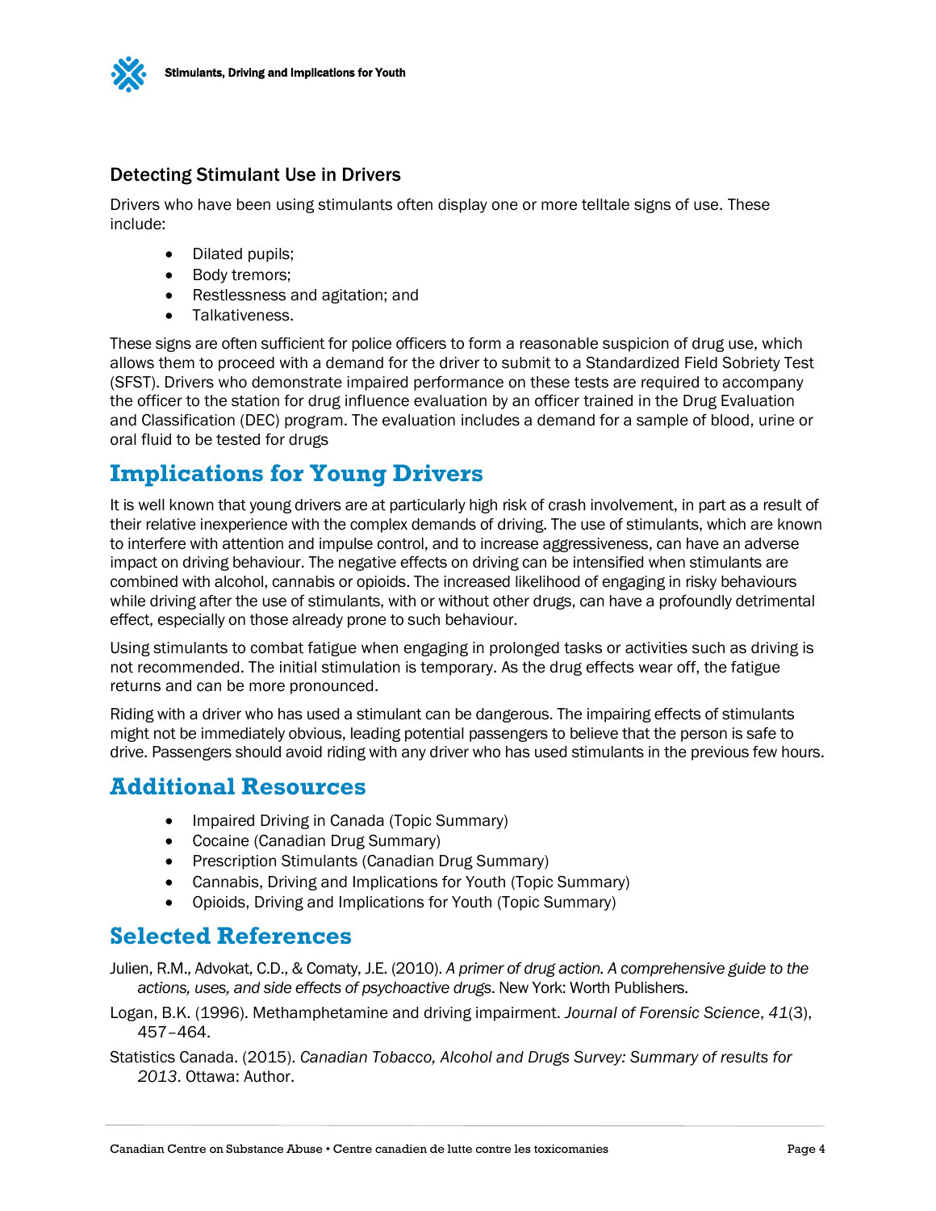### Detecting Stimulant Use in Drivers

Drivers who have been using stimulants often display one or more telltale signs of use. These include:

- Dilated pupils;
- Body tremors;
- Restlessness and agitation; and
- Talkativeness.

These signs are often sufficient for police officers to form a reasonable suspicion of drug use, which allows them to proceed with a demand for the driver to submit to a Standardized Field Sobriety Test (SFST). Drivers who demonstrate impaired performance on these tests are required to accompany the officer to the station for drug influence evaluation by an officer trained in the Drug Evaluation and Classification (DEC) program. The evaluation includes a demand for a sample of blood, urine or oral fluid to be tested for drugs

## Implications for Young Drivers

It is well known that young drivers are at particularly high risk of crash involvement, in part as a result of their relative inexperience with the complex demands of driving. The use of stimulants, which are known to interfere with attention and impulse control, and to increase aggressiveness, can have an adverse impact on driving behaviour. The negative effects on driving can be intensified when stimulants are combined with alcohol, cannabis or opioids. The increased likelihood of engaging in risky behaviours while driving after the use of stimulants, with or without other drugs, can have a profoundly detrimental effect, especially on those already prone to such behaviour.

Using stimulants to combat fatigue when engaging in prolonged tasks or activities such as driving is not recommended. The initial stimulation is temporary. As the drug effects wear off, the fatigue returns and can be more pronounced.

Riding with a driver who has used a stimulant can be dangerous. The impairing effects of stimulants might not be immediately obvious, leading potential passengers to believe that the person is safe to drive. Passengers should avoid riding with any driver who has used stimulants in the previous few hours.

## Additional Resources

- Impaired Driving in Canada (Topic Summary)
- Cocaine (Canadian Drug Summary)
- Prescription Stimulants (Canadian Drug Summary)
- Cannabis, Driving and Implications for Youth (Topic Summary)
- Opioids, Driving and Implications for Youth (Topic Summary)

## Selected References

Julien, R.M., Advokat, C.D., & Comaty, J.E. (2010). *A primer of drug action. A comprehensive guide to the actions, uses, and side effects of psychoactive drugs*. New York: Worth Publishers.

Logan, B.K. (1996). Methamphetamine and driving impairment. *Journal of Forensic Science*, *41*(3), 457–464.

Statistics Canada. (2015). *Canadian Tobacco, Alcohol and Drugs Survey: Summary of results for 2013*. Ottawa: Author.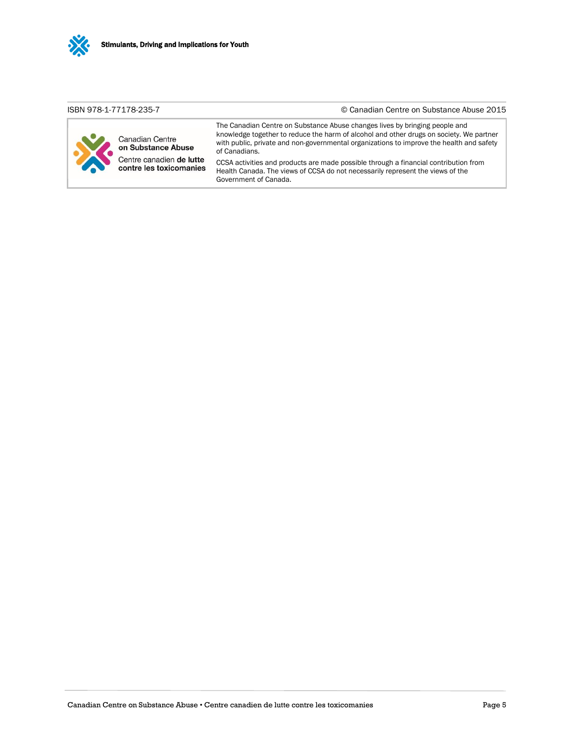ISBN 978-1-77178-235-7

© Canadian Centre on Substance Abuse 2015

Canadian Centre **on Substance Abuse**

Centre canadien **de lutte contre les toxicomanies**

The Canadian Centre on Substance Abuse changes lives by bringing people and knowledge together to reduce the harm of alcohol and other drugs on society. We partner with public, private and non-governmental organizations to improve the health and safety of Canadians.

CCSA activities and products are made possible through a financial contribution from Health Canada. The views of CCSA do not necessarily represent the views of the Government of Canada.